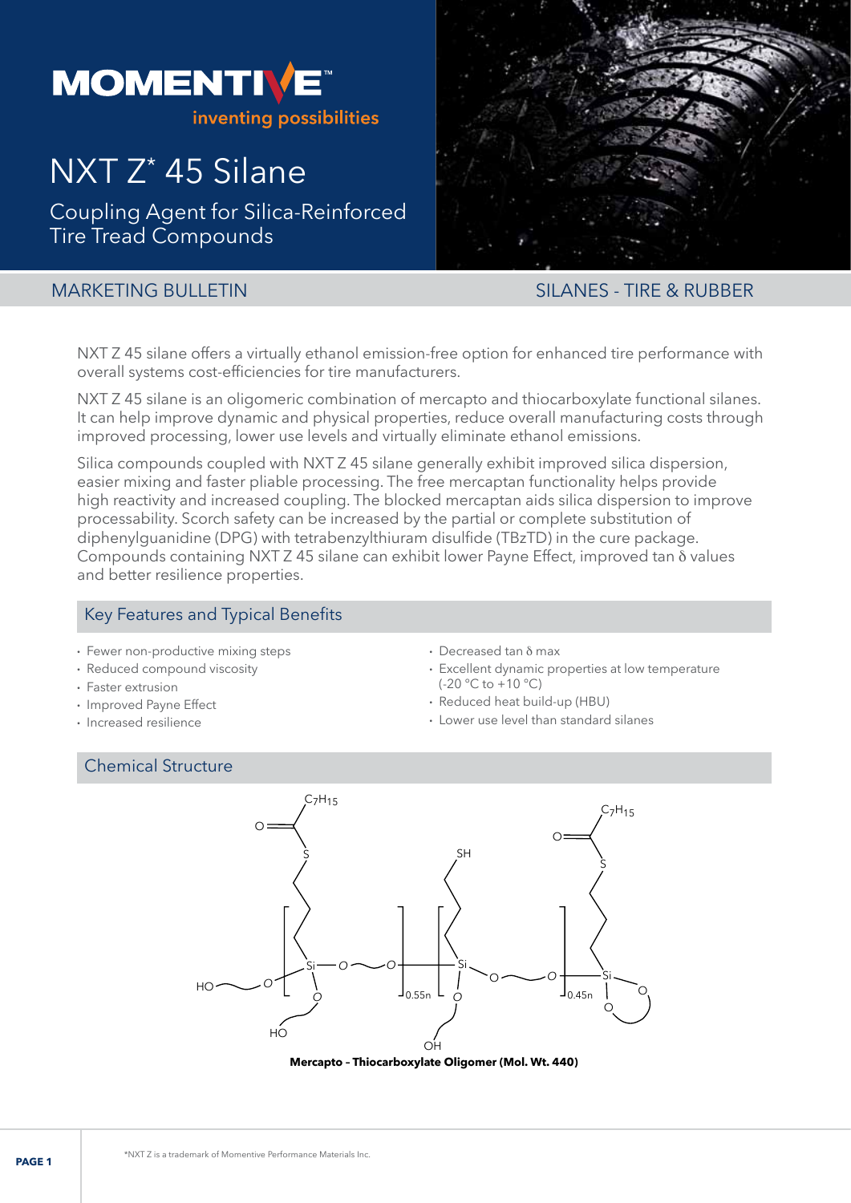# NXT Z* 45 Silane

## Coupling Agent for Silica-Reinforced Tire Tread Compounds

MARKETING BULLETIN

SILANES - TIRE & RUBBER

NXT Z 45 silane offers a virtually ethanol emission-free option for enhanced tire performance with overall systems cost-efficiencies for tire manufacturers.

NXT Z 45 silane is an oligomeric combination of mercapto and thiocarboxylate functional silanes. It can help improve dynamic and physical properties, reduce overall manufacturing costs through improved processing, lower use levels and virtually eliminate ethanol emissions.

Silica compounds coupled with NXT Z 45 silane generally exhibit improved silica dispersion, easier mixing and faster pliable processing. The free mercaptan functionality helps provide high reactivity and increased coupling. The blocked mercaptan aids silica dispersion to improve processability. Scorch safety can be increased by the partial or complete substitution of diphenylguanidine (DPG) with tetrabenzylthiuram disulfide (TBzTD) in the cure package. Compounds containing NXT Z 45 silane can exhibit lower Payne Effect, improved tan δ values and better resilience properties.

## Key Features and Typical Benefits

- Fewer non-productive mixing steps
- Reduced compound viscosity
- Faster extrusion
- Improved Payne Effect
- Increased resilience
- Decreased tan δ max
- Excellent dynamic properties at low temperature (-20 °C to +10 °C)
- Reduced heat build-up (HBU)
- Lower use level than standard silanes

## Chemical Structure

**Mercapto – Thiocarboxylate Oligomer (Mol. Wt. 440)**

*NXT Z is a trademark of Momentive Performance Materials Inc.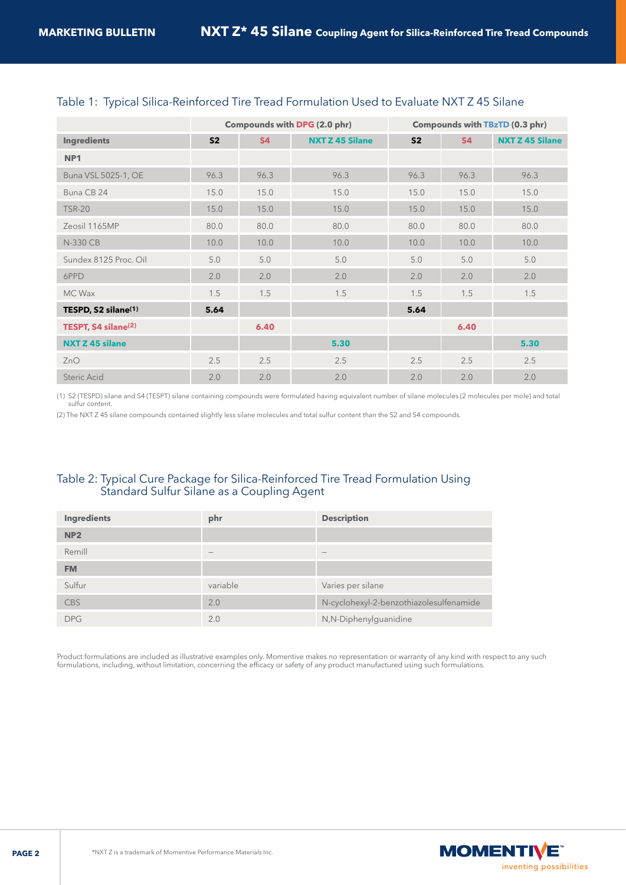## Table 1: Typical Silica-Reinforced Tire Tread Formulation Used to Evaluate NXT Z 45 Silane

| | Compounds with DPG (2.0 phr) | | | Compounds with TBzTD (0.3 phr) | | |
|---|---|---|---|---|---|---|
| **Ingredients** | **S2** | **S4** | **NXT Z 45 Silane** | **S2** | **S4** | **NXT Z 45 Silane** |
| **NP1** | | | | | | |
| Buna VSL 5025-1, OE | 96.3 | 96.3 | 96.3 | 96.3 | 96.3 | 96.3 |
| Buna CB 24 | 15.0 | 15.0 | 15.0 | 15.0 | 15.0 | 15.0 |
| TSR-20 | 15.0 | 15.0 | 15.0 | 15.0 | 15.0 | 15.0 |
| Zeosil 1165MP | 80.0 | 80.0 | 80.0 | 80.0 | 80.0 | 80.0 |
| N-330 CB | 10.0 | 10.0 | 10.0 | 10.0 | 10.0 | 10.0 |
| Sundex 8125 Proc. Oil | 5.0 | 5.0 | 5.0 | 5.0 | 5.0 | 5.0 |
| 6PPD | 2.0 | 2.0 | 2.0 | 2.0 | 2.0 | 2.0 |
| MC Wax | 1.5 | 1.5 | 1.5 | 1.5 | 1.5 | 1.5 |
| **TESPD, S2 silane(1)** | **5.64** | | | **5.64** | | |
| **TESPT, S4 silane(2)** | | **6.40** | | | **6.40** | |
| **NXT Z 45 silane** | | | **5.30** | | | **5.30** |
| ZnO | 2.5 | 2.5 | 2.5 | 2.5 | 2.5 | 2.5 |
| Steric Acid | 2.0 | 2.0 | 2.0 | 2.0 | 2.0 | 2.0 |

(1) S2 (TESPD) silane and S4 (TESPT) silane containing compounds were formulated having equivalent number of silane molecules (2 molecules per mole) and total sulfur content.

(2) The NXT Z 45 silane compounds contained slightly less silane molecules and total sulfur content than the S2 and S4 compounds.

## Table 2: Typical Cure Package for Silica-Reinforced Tire Tread Formulation Using Standard Sulfur Silane as a Coupling Agent

| Ingredients | phr | Description |
|---|---|---|
| **NP2** | | |
| Remill | – | – |
| **FM** | | |
| Sulfur | variable | Varies per silane |
| CBS | 2.0 | N-cyclohexyl-2-benzothiazolesulfenamide |
| DPG | 2.0 | N,N-Diphenylguanidine |

Product formulations are included as illustrative examples only. Momentive makes no representation or warranty of any kind with respect to any such formulations, including, without limitation, concerning the efficacy or safety of any product manufactured using such formulations.

*NXT Z is a trademark of Momentive Performance Materials Inc.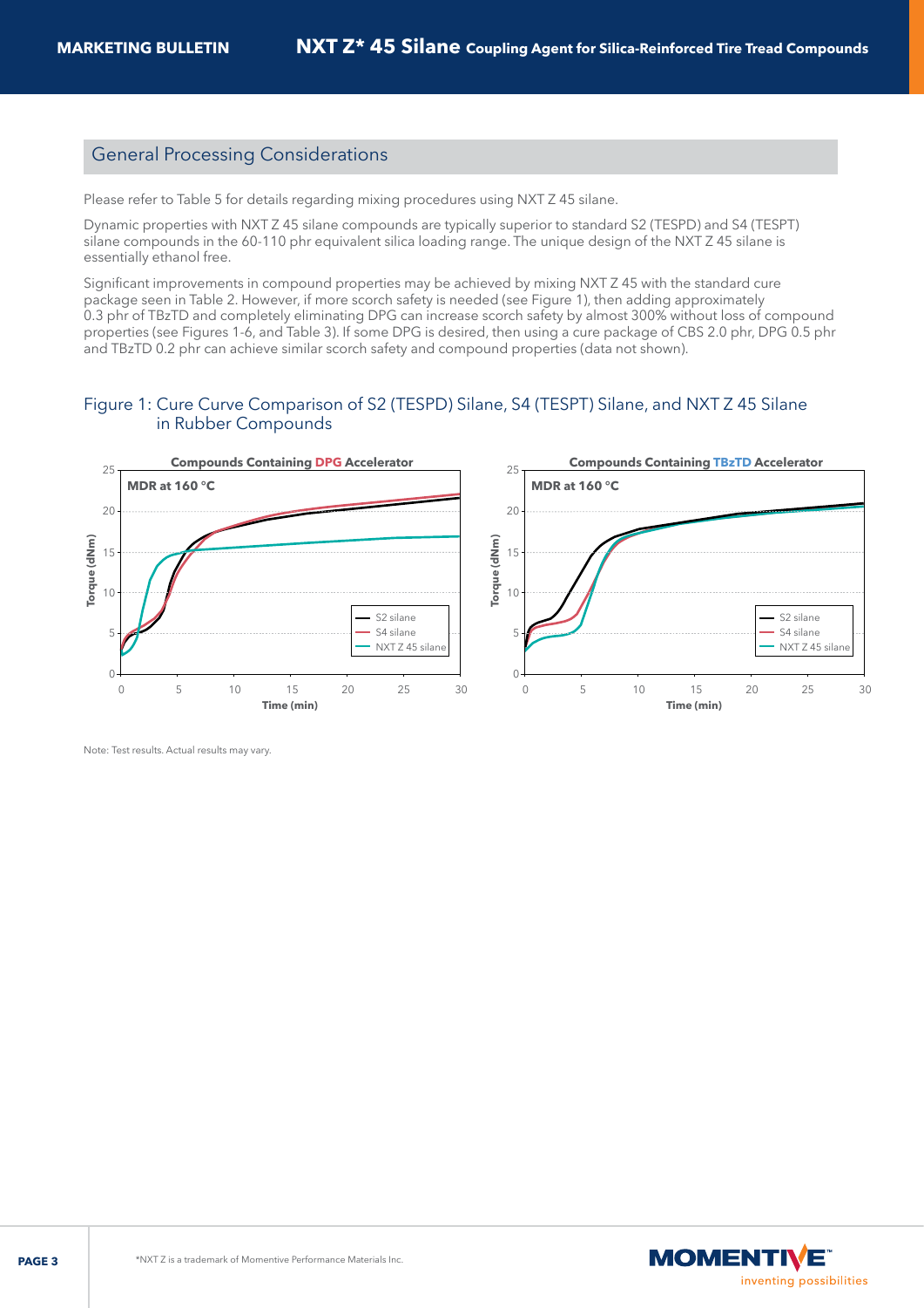## General Processing Considerations

Please refer to Table 5 for details regarding mixing procedures using NXT Z 45 silane.

Dynamic properties with NXT Z 45 silane compounds are typically superior to standard S2 (TESPD) and S4 (TESPT) silane compounds in the 60-110 phr equivalent silica loading range. The unique design of the NXT Z 45 silane is essentially ethanol free.

Significant improvements in compound properties may be achieved by mixing NXT Z 45 with the standard cure package seen in Table 2. However, if more scorch safety is needed (see Figure 1), then adding approximately 0.3 phr of TBzTD and completely eliminating DPG can increase scorch safety by almost 300% without loss of compound properties (see Figures 1-6, and Table 3). If some DPG is desired, then using a cure package of CBS 2.0 phr, DPG 0.5 phr and TBzTD 0.2 phr can achieve similar scorch safety and compound properties (data not shown).

### Figure 1: Cure Curve Comparison of S2 (TESPD) Silane, S4 (TESPT) Silane, and NXT Z 45 Silane in Rubber Compounds

Note: Test results. Actual results may vary.

*NXT Z is a trademark of Momentive Performance Materials Inc.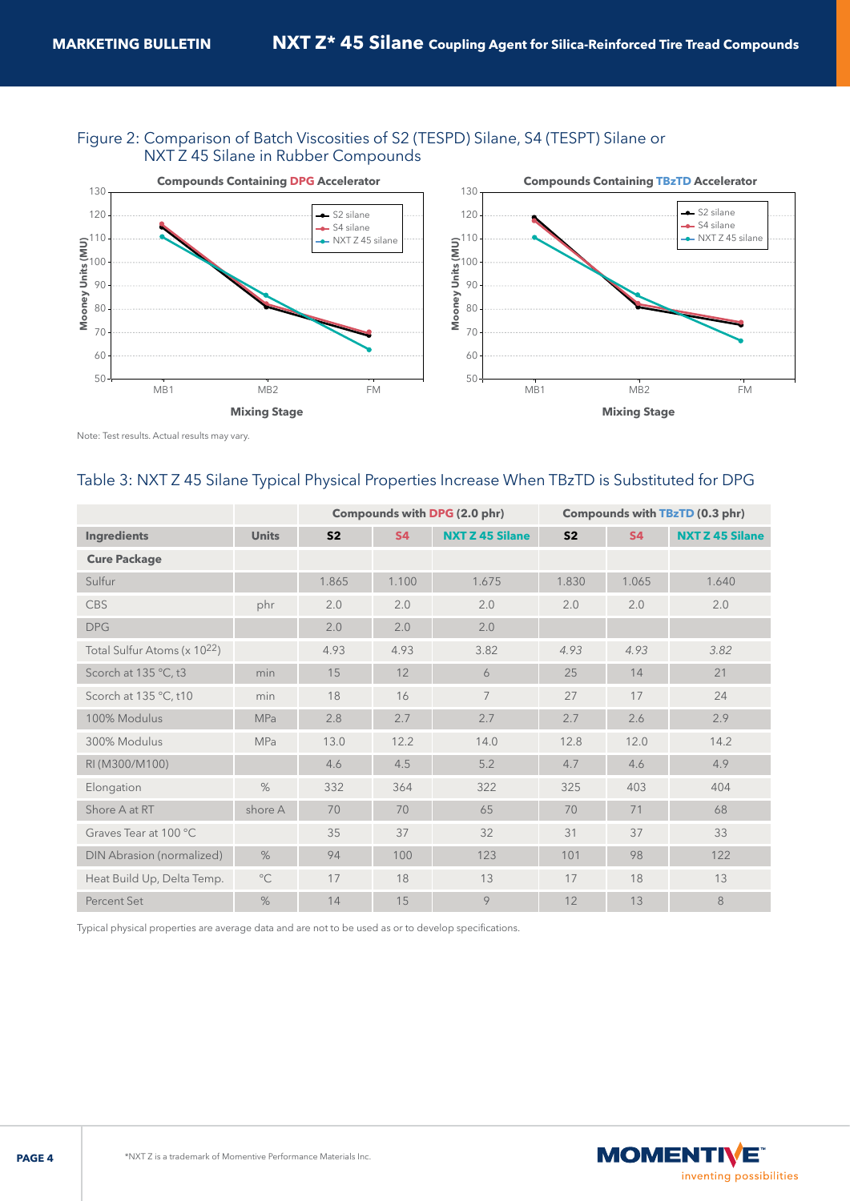## Figure 2: Comparison of Batch Viscosities of S2 (TESPD) Silane, S4 (TESPT) Silane or NXT Z 45 Silane in Rubber Compounds

**Compounds Containing DPG Accelerator**

**Compounds Containing TBzTD Accelerator**

Note: Test results. Actual results may vary.

## Table 3: NXT Z 45 Silane Typical Physical Properties Increase When TBzTD is Substituted for DPG

| | | Compounds with DPG (2.0 phr) | | | Compounds with TBzTD (0.3 phr) | | |
|---|---|---|---|---|---|---|---|
| **Ingredients** | **Units** | **S2** | **S4** | **NXT Z 45 Silane** | **S2** | **S4** | **NXT Z 45 Silane** |
| **Cure Package** | | | | | | | |
| Sulfur | | 1.865 | 1.100 | 1.675 | 1.830 | 1.065 | 1.640 |
| CBS | phr | 2.0 | 2.0 | 2.0 | 2.0 | 2.0 | 2.0 |
| DPG | | 2.0 | 2.0 | 2.0 | | | |
| Total Sulfur Atoms (x $10^{22}$) | | 4.93 | 4.93 | 3.82 | *4.93* | *4.93* | *3.82* |
| Scorch at 135 °C, t3 | min | 15 | 12 | 6 | 25 | 14 | 21 |
| Scorch at 135 °C, t10 | min | 18 | 16 | 7 | 27 | 17 | 24 |
| 100% Modulus | MPa | 2.8 | 2.7 | 2.7 | 2.7 | 2.6 | 2.9 |
| 300% Modulus | MPa | 13.0 | 12.2 | 14.0 | 12.8 | 12.0 | 14.2 |
| RI (M300/M100) | | 4.6 | 4.5 | 5.2 | 4.7 | 4.6 | 4.9 |
| Elongation | % | 332 | 364 | 322 | 325 | 403 | 404 |
| Shore A at RT | shore A | 70 | 70 | 65 | 70 | 71 | 68 |
| Graves Tear at 100 °C | | 35 | 37 | 32 | 31 | 37 | 33 |
| DIN Abrasion (normalized) | % | 94 | 100 | 123 | 101 | 98 | 122 |
| Heat Build Up, Delta Temp. | °C | 17 | 18 | 13 | 17 | 18 | 13 |
| Percent Set | % | 14 | 15 | 9 | 12 | 13 | 8 |

Typical physical properties are average data and are not to be used as or to develop specifications.

*NXT Z is a trademark of Momentive Performance Materials Inc.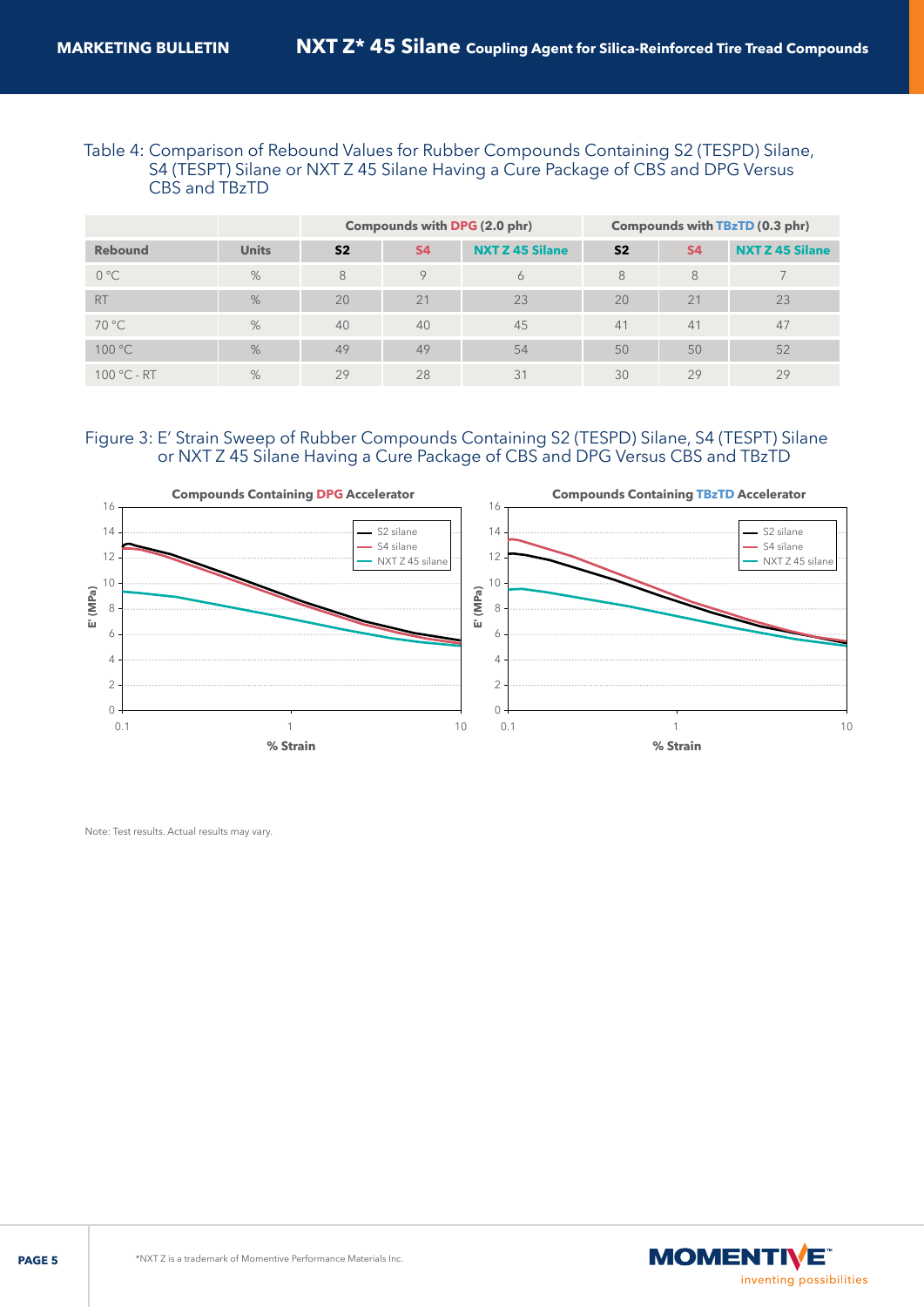Table 4: Comparison of Rebound Values for Rubber Compounds Containing S2 (TESPD) Silane, S4 (TESPT) Silane or NXT Z 45 Silane Having a Cure Package of CBS and DPG Versus CBS and TBzTD

| | | Compounds with DPG (2.0 phr) | | | Compounds with TBzTD (0.3 phr) | | |
|---|---|---|---|---|---|---|---|
| **Rebound** | **Units** | **S2** | **S4** | **NXT Z 45 Silane** | **S2** | **S4** | **NXT Z 45 Silane** |
| 0 °C | % | 8 | 9 | 6 | 8 | 8 | 7 |
| RT | % | 20 | 21 | 23 | 20 | 21 | 23 |
| 70 °C | % | 40 | 40 | 45 | 41 | 41 | 47 |
| 100 °C | % | 49 | 49 | 54 | 50 | 50 | 52 |
| 100 °C - RT | % | 29 | 28 | 31 | 30 | 29 | 29 |

Figure 3: E' Strain Sweep of Rubber Compounds Containing S2 (TESPD) Silane, S4 (TESPT) Silane or NXT Z 45 Silane Having a Cure Package of CBS and DPG Versus CBS and TBzTD

Note: Test results. Actual results may vary.

*NXT Z is a trademark of Momentive Performance Materials Inc.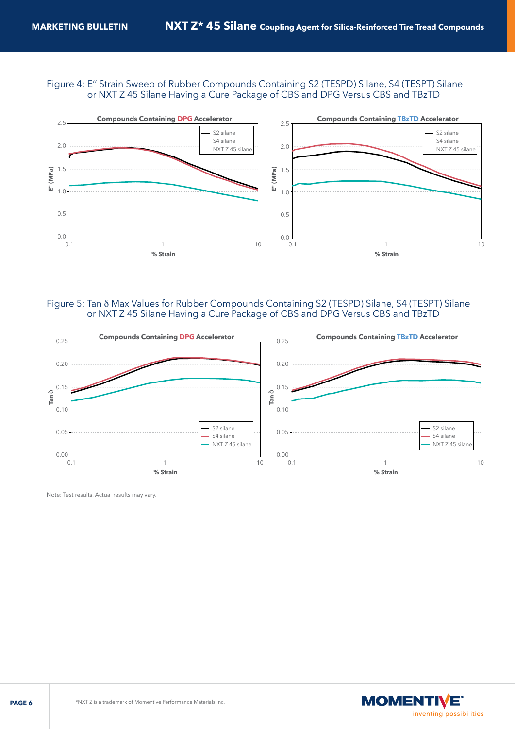Figure 4: E'' Strain Sweep of Rubber Compounds Containing S2 (TESPD) Silane, S4 (TESPT) Silane or NXT Z 45 Silane Having a Cure Package of CBS and DPG Versus CBS and TBzTD

Figure 5: Tan δ Max Values for Rubber Compounds Containing S2 (TESPD) Silane, S4 (TESPT) Silane or NXT Z 45 Silane Having a Cure Package of CBS and DPG Versus CBS and TBzTD

Note: Test results. Actual results may vary.

*NXT Z is a trademark of Momentive Performance Materials Inc.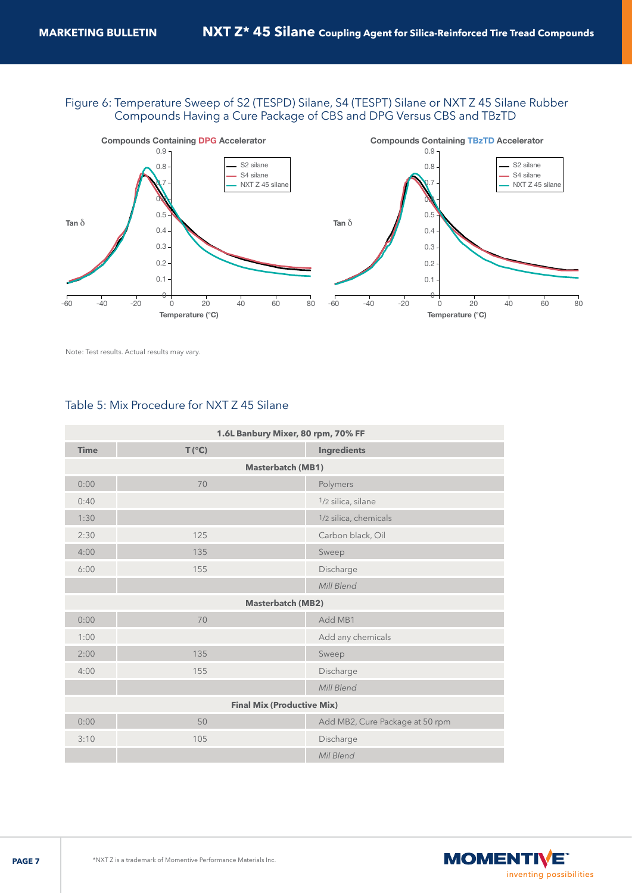Figure 6: Temperature Sweep of S2 (TESPD) Silane, S4 (TESPT) Silane or NXT Z 45 Silane Rubber Compounds Having a Cure Package of CBS and DPG Versus CBS and TBzTD

Note: Test results. Actual results may vary.

## Table 5: Mix Procedure for NXT Z 45 Silane

| 1.6L Banbury Mixer, 80 rpm, 70% FF | | |
|---|---|---|
| **Time** | **T (°C)** | **Ingredients** |
| **Masterbatch (MB1)** | | |
| 0:00 | 70 | Polymers |
| 0:40 | | 1/2 silica, silane |
| 1:30 | | 1/2 silica, chemicals |
| 2:30 | 125 | Carbon black, Oil |
| 4:00 | 135 | Sweep |
| 6:00 | 155 | Discharge |
| | | *Mill Blend* |
| **Masterbatch (MB2)** | | |
| 0:00 | 70 | Add MB1 |
| 1:00 | | Add any chemicals |
| 2:00 | 135 | Sweep |
| 4:00 | 155 | Discharge |
| | | *Mill Blend* |
| **Final Mix (Productive Mix)** | | |
| 0:00 | 50 | Add MB2, Cure Package at 50 rpm |
| 3:10 | 105 | Discharge |
| | | *Mil Blend* |

*NXT Z is a trademark of Momentive Performance Materials Inc.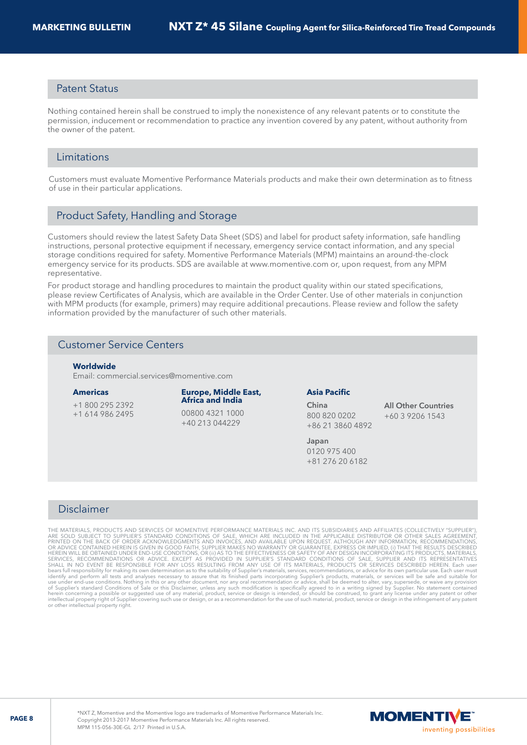## Patent Status

Nothing contained herein shall be construed to imply the nonexistence of any relevant patents or to constitute the permission, inducement or recommendation to practice any invention covered by any patent, without authority from the owner of the patent.

## Limitations

Customers must evaluate Momentive Performance Materials products and make their own determination as to fitness of use in their particular applications.

## Product Safety, Handling and Storage

Customers should review the latest Safety Data Sheet (SDS) and label for product safety information, safe handling instructions, personal protective equipment if necessary, emergency service contact information, and any special storage conditions required for safety. Momentive Performance Materials (MPM) maintains an around-the-clock emergency service for its products. SDS are available at www.momentive.com or, upon request, from any MPM representative.

For product storage and handling procedures to maintain the product quality within our stated specifications, please review Certificates of Analysis, which are available in the Order Center. Use of other materials in conjunction with MPM products (for example, primers) may require additional precautions. Please review and follow the safety information provided by the manufacturer of such other materials.

## Customer Service Centers

**Worldwide**
Email: commercial.services@momentive.com

**Americas**
+1 800 295 2392
+1 614 986 2495

**Europe, Middle East, Africa and India**
00800 4321 1000
+40 213 044229

**Asia Pacific**

**China**
800 820 0202
+86 21 3860 4892

**Japan**
0120 975 400
+81 276 20 6182

**All Other Countries**
+60 3 9206 1543

## Disclaimer

THE MATERIALS, PRODUCTS AND SERVICES OF MOMENTIVE PERFORMANCE MATERIALS INC. AND ITS SUBSIDIARIES AND AFFILIATES (COLLECTIVELY "SUPPLIER"), ARE SOLD SUBJECT TO SUPPLIER'S STANDARD CONDITIONS OF SALE, WHICH ARE INCLUDED IN THE APPLICABLE DISTRIBUTOR OR OTHER SALES AGREEMENT, PRINTED ON THE BACK OF ORDER ACKNOWLEDGMENTS AND INVOICES, AND AVAILABLE UPON REQUEST. ALTHOUGH ANY INFORMATION, RECOMMENDATIONS, OR ADVICE CONTAINED HEREIN IS GIVEN IN GOOD FAITH, SUPPLIER MAKES NO WARRANTY OR GUARANTEE, EXPRESS OR IMPLIED, (i) THAT THE RESULTS DESCRIBED HEREIN WILL BE OBTAINED UNDER END-USE CONDITIONS, OR (ii) AS TO THE EFFECTIVENESS OR SAFETY OF ANY DESIGN INCORPORATING ITS PRODUCTS, MATERIALS, SERVICES, RECOMMENDATIONS OR ADVICE. EXCEPT AS PROVIDED IN SUPPLIER'S STANDARD CONDITIONS OF SALE, SUPPLIER AND ITS REPRESENTATIVES SHALL IN NO EVENT BE RESPONSIBLE FOR ANY LOSS RESULTING FROM ANY USE OF ITS MATERIALS, PRODUCTS OR SERVICES DESCRIBED HEREIN. Each user bears full responsibility for making its own determination as to the suitability of Supplier's materials, services, recommendations, or advice for its own particular use. Each user must identify and perform all tests and analyses necessary to assure that its finished parts incorporating Supplier's products, materials, or services will be safe and suitable for use under end-use conditions. Nothing in this or any other document, nor any oral recommendation or advice, shall be deemed to alter, vary, supersede, or waive any provision of Supplier's standard Conditions of Sale or this Disclaimer, unless any such modification is specifically agreed to in a writing signed by Supplier. No statement contained herein concerning a possible or suggested use of any material, product, service or design is intended, or should be construed, to grant any license under any patent or other intellectual property right of Supplier covering such use or design, or as a recommendation for the use of such material, product, service or design in the infringement of any patent or other intellectual property right.

*NXT Z, Momentive and the Momentive logo are trademarks of Momentive Performance Materials Inc.
Copyright 2013-2017 Momentive Performance Materials Inc. All rights reserved.
MPM 115-056-30E-GL 2/17 Printed in U.S.A.

MOMENTIVE™
inventing possibilities